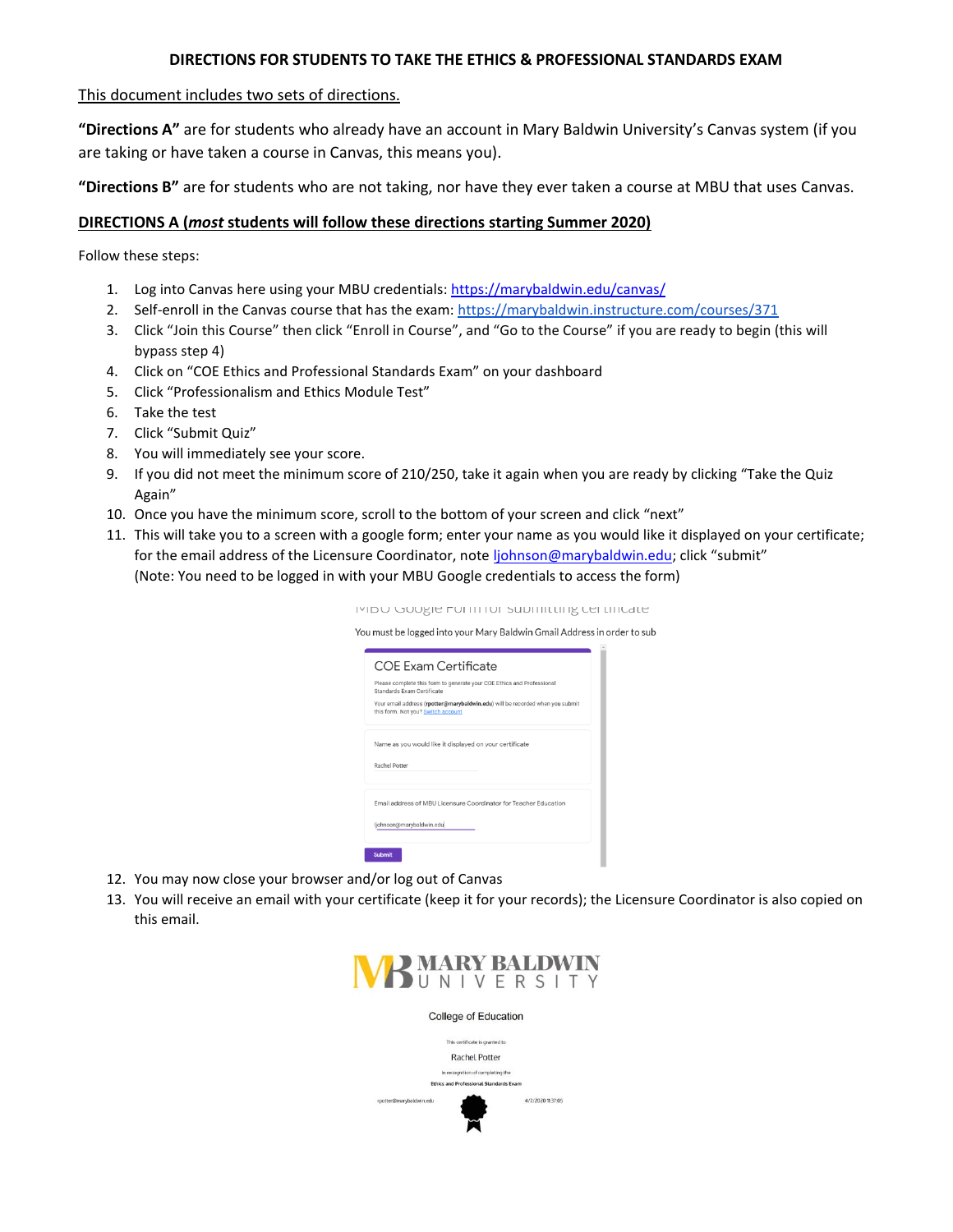# DIRECTIONS FOR STUDENTS TO TAKE THE ETHICS & PROFESSIONAL STANDARDS EXAM

<u>This document includes two sets of directions.</u>

**"Directions A"** are for students who already have an account in Mary Baldwin University's Canvas system (if you are taking or have taken a course in Canvas, this means you).

**"Directions B"** are for students who are not taking, nor have they ever taken a course at MBU that uses Canvas.

## DIRECTIONS A (*most* students will follow these directions starting Summer 2020)

Follow these steps:

1. Log into Canvas here using your MBU credentials: https://marybaldwin.edu/canvas/
2. Self-enroll in the Canvas course that has the exam: https://marybaldwin.instructure.com/courses/371
3. Click "Join this Course" then click "Enroll in Course", and "Go to the Course" if you are ready to begin (this will bypass step 4)
4. Click on "COE Ethics and Professional Standards Exam" on your dashboard
5. Click "Professionalism and Ethics Module Test"
6. Take the test
7. Click "Submit Quiz"
8. You will immediately see your score.
9. If you did not meet the minimum score of 210/250, take it again when you are ready by clicking "Take the Quiz Again"
10. Once you have the minimum score, scroll to the bottom of your screen and click "next"
11. This will take you to a screen with a google form; enter your name as you would like it displayed on your certificate; for the email address of the Licensure Coordinator, note ljohnson@marybaldwin.edu; click "submit" (Note: You need to be logged in with your MBU Google credentials to access the form)

MBU Google Form for submitting certificate

You must be logged into your Mary Baldwin Gmail Address in order to sub

COE Exam Certificate

Please complete this form to generate your COE Ethics and Professional Standards Exam Certificate

Your email address (rpotter@marybaldwin.edu) will be recorded when you submit this form. Not you? Switch account

Name as you would like it displayed on your certificate

Rachel Potter

Email address of MBU Licensure Coordinator for Teacher Education

ljohnson@marybaldwin.edu

Submit

12. You may now close your browser and/or log out of Canvas
13. You will receive an email with your certificate (keep it for your records); the Licensure Coordinator is also copied on this email.

MARY BALDWIN UNIVERSITY

College of Education

This certificate is granted to

Rachel Potter

in recognition of completing the

Ethics and Professional Standards Exam

rpotter@marybaldwin.edu 4/7/2020 11:37:05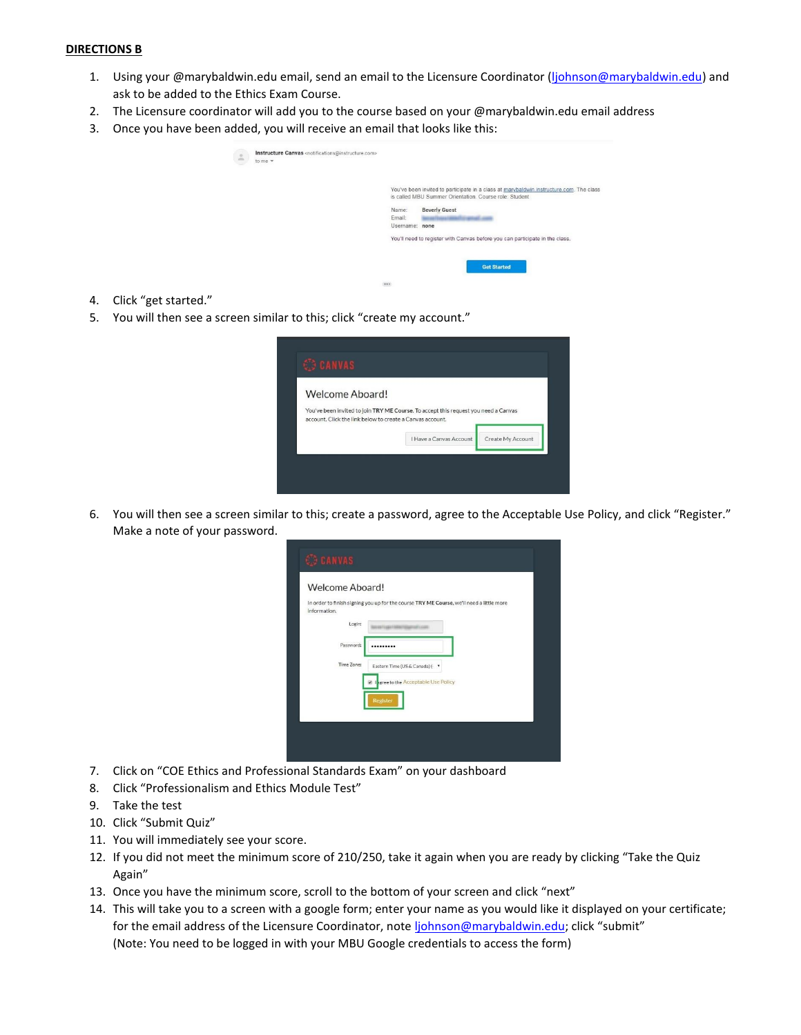**DIRECTIONS B**

1. Using your @marybaldwin.edu email, send an email to the Licensure Coordinator (ljohnson@marybaldwin.edu) and ask to be added to the Ethics Exam Course.
2. The Licensure coordinator will add you to the course based on your @marybaldwin.edu email address
3. Once you have been added, you will receive an email that looks like this:
4. Click "get started."
5. You will then see a screen similar to this; click "create my account."
6. You will then see a screen similar to this; create a password, agree to the Acceptable Use Policy, and click "Register." Make a note of your password.
7. Click on "COE Ethics and Professional Standards Exam" on your dashboard
8. Click "Professionalism and Ethics Module Test"
9. Take the test
10. Click "Submit Quiz"
11. You will immediately see your score.
12. If you did not meet the minimum score of 210/250, take it again when you are ready by clicking "Take the Quiz Again"
13. Once you have the minimum score, scroll to the bottom of your screen and click "next"
14. This will take you to a screen with a google form; enter your name as you would like it displayed on your certificate; for the email address of the Licensure Coordinator, note ljohnson@marybaldwin.edu; click "submit"
    (Note: You need to be logged in with your MBU Google credentials to access the form)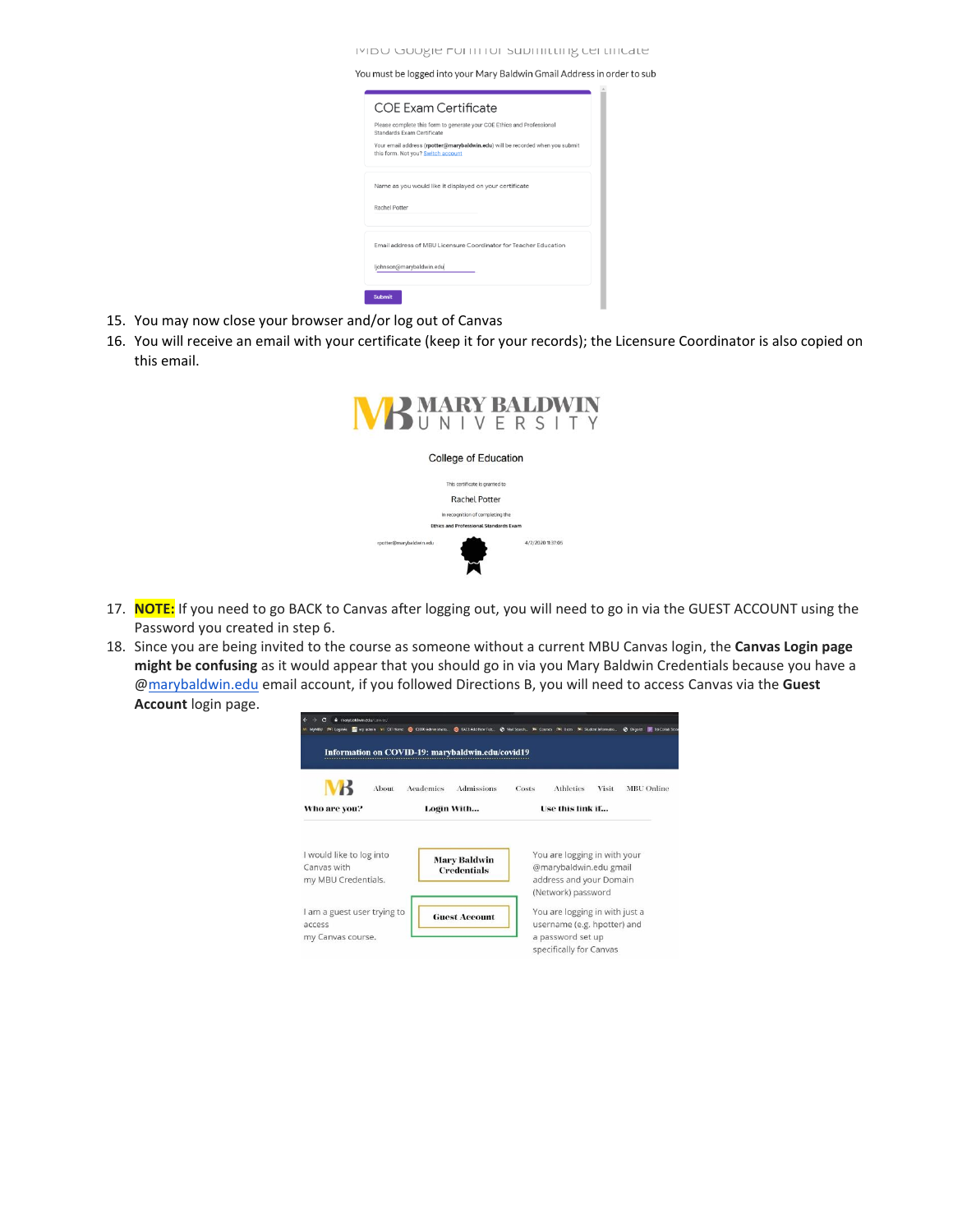15. You may now close your browser and/or log out of Canvas
16. You will receive an email with your certificate (keep it for your records); the Licensure Coordinator is also copied on this email.

17. **NOTE:** If you need to go BACK to Canvas after logging out, you will need to go in via the GUEST ACCOUNT using the Password you created in step 6.
18. Since you are being invited to the course as someone without a current MBU Canvas login, the **Canvas Login page might be confusing** as it would appear that you should go in via you Mary Baldwin Credentials because you have a @marybaldwin.edu email account, if you followed Directions B, you will need to access Canvas via the **Guest Account** login page.